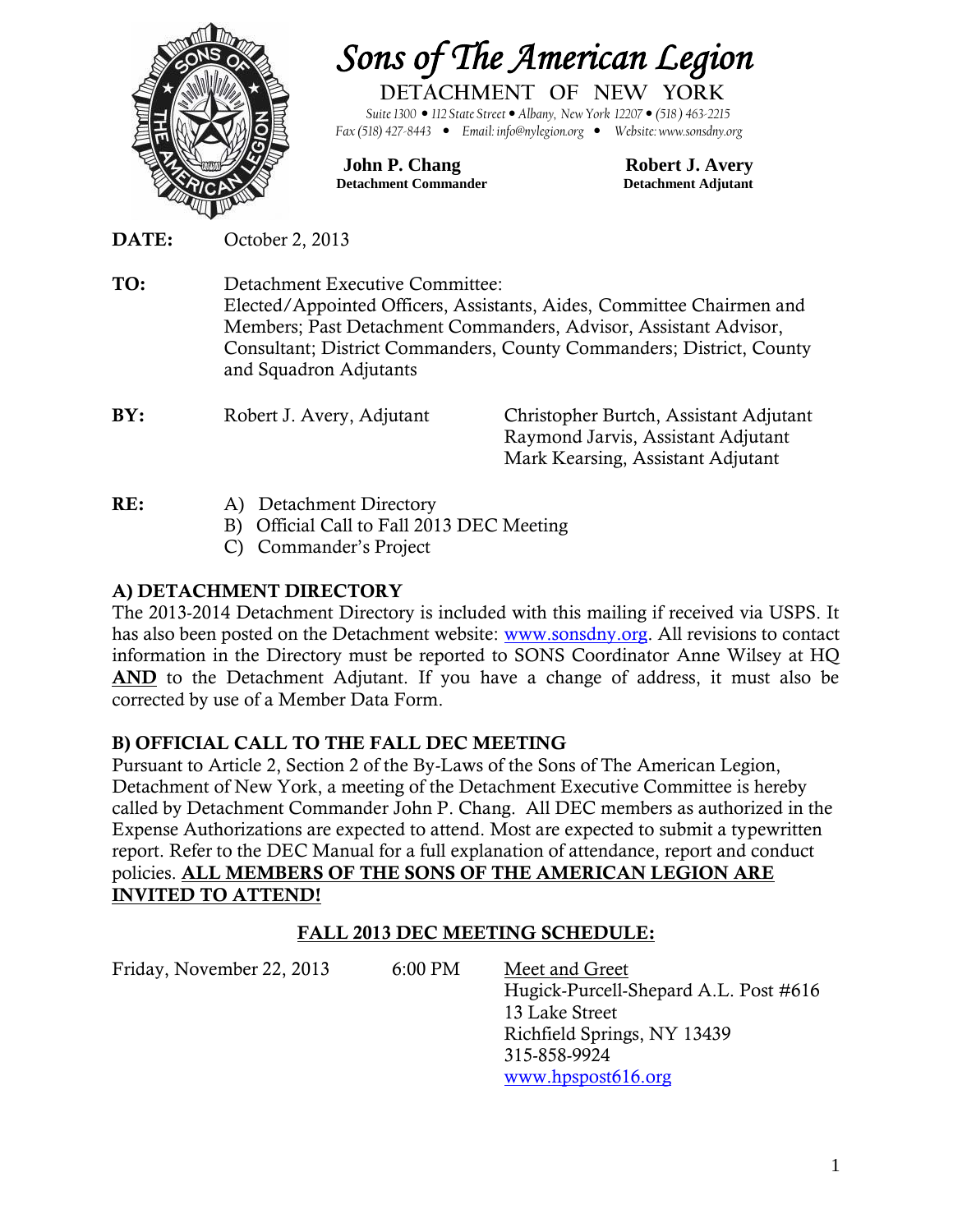# Sons of The American Legion

DETACHMENT OF NEW YORK

*Suite 1300 • 112 State Street • Albany, New York 12207 • (518) 463-2215*
*Fax (518) 427-8443 • Email: info@nylegion.org • Website: www.sonsdny.org*

**John P. Chang**
**Detachment Commander**

**Robert J. Avery**
**Detachment Adjutant**

**DATE:** October 2, 2013

**TO:** Detachment Executive Committee:
Elected/Appointed Officers, Assistants, Aides, Committee Chairmen and Members; Past Detachment Commanders, Advisor, Assistant Advisor, Consultant; District Commanders, County Commanders; District, County and Squadron Adjutants

**BY:** Robert J. Avery, Adjutant
Christopher Burtch, Assistant Adjutant
Raymond Jarvis, Assistant Adjutant
Mark Kearsing, Assistant Adjutant

**RE:**
A) Detachment Directory
B) Official Call to Fall 2013 DEC Meeting
C) Commander's Project

## A) DETACHMENT DIRECTORY

The 2013-2014 Detachment Directory is included with this mailing if received via USPS. It has also been posted on the Detachment website: www.sonsdny.org. All revisions to contact information in the Directory must be reported to SONS Coordinator Anne Wilsey at HQ **AND** to the Detachment Adjutant. If you have a change of address, it must also be corrected by use of a Member Data Form.

## B) OFFICIAL CALL TO THE FALL DEC MEETING

Pursuant to Article 2, Section 2 of the By-Laws of the Sons of The American Legion, Detachment of New York, a meeting of the Detachment Executive Committee is hereby called by Detachment Commander John P. Chang. All DEC members as authorized in the Expense Authorizations are expected to attend. Most are expected to submit a typewritten report. Refer to the DEC Manual for a full explanation of attendance, report and conduct policies. **ALL MEMBERS OF THE SONS OF THE AMERICAN LEGION ARE INVITED TO ATTEND!**

### FALL 2013 DEC MEETING SCHEDULE:

Friday, November 22, 2013 — 6:00 PM — Meet and Greet
Hugick-Purcell-Shepard A.L. Post #616
13 Lake Street
Richfield Springs, NY 13439
315-858-9924
www.hpspost616.org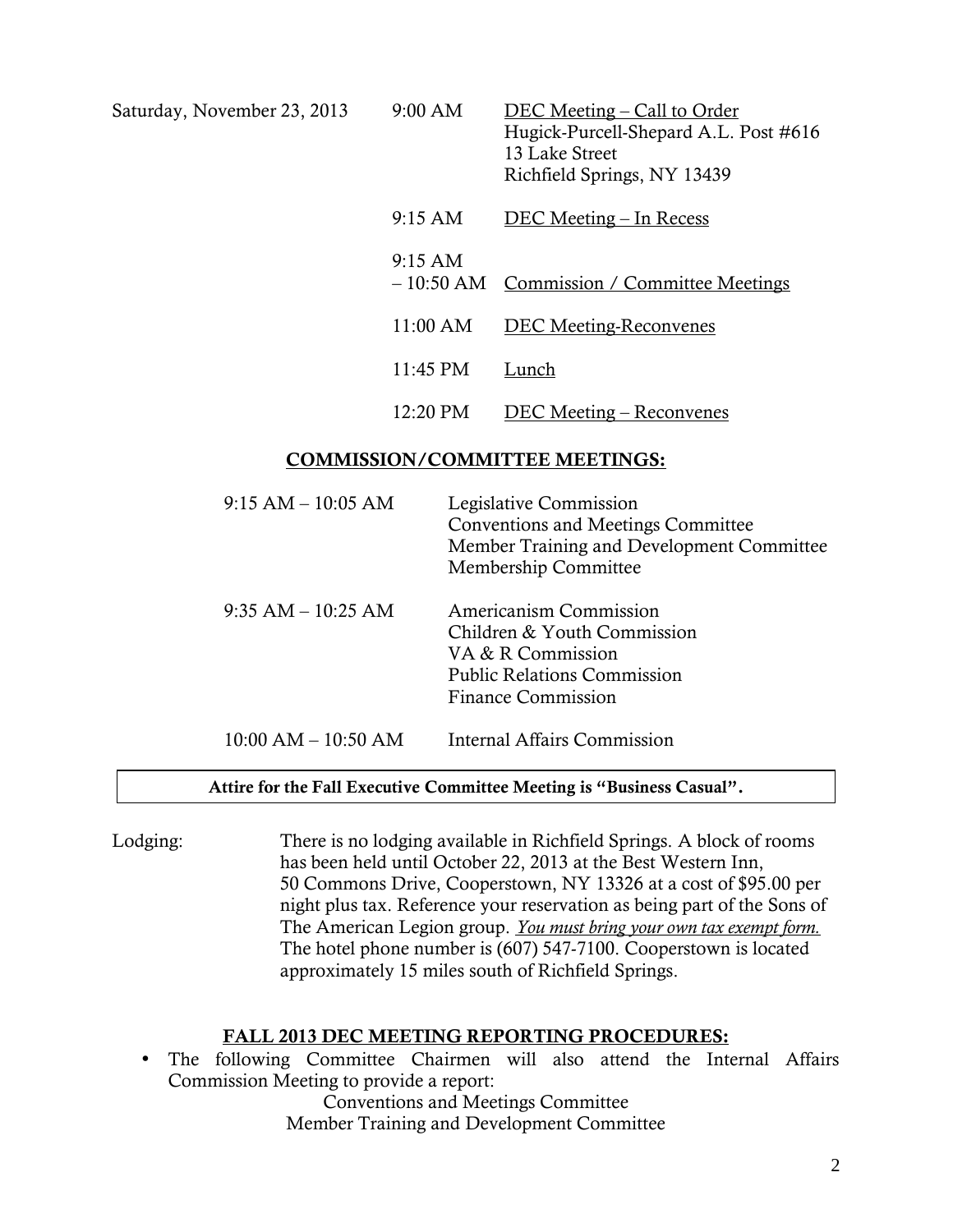| Saturday, November 23, 2013 | 9:00 AM | DEC Meeting – Call to Order<br>Hugick-Purcell-Shepard A.L. Post #616<br>13 Lake Street<br>Richfield Springs, NY 13439 |
|---|---|---|
| | 9:15 AM | DEC Meeting – In Recess |
| | 9:15 AM – 10:50 AM | Commission / Committee Meetings |
| | 11:00 AM | DEC Meeting-Reconvenes |
| | 11:45 PM | Lunch |
| | 12:20 PM | DEC Meeting – Reconvenes |

## COMMISSION/COMMITTEE MEETINGS:

| Time | Commission/Committee |
|---|---|
| 9:15 AM – 10:05 AM | Legislative Commission<br>Conventions and Meetings Committee<br>Member Training and Development Committee<br>Membership Committee |
| 9:35 AM – 10:25 AM | Americanism Commission<br>Children & Youth Commission<br>VA & R Commission<br>Public Relations Commission<br>Finance Commission |
| 10:00 AM – 10:50 AM | Internal Affairs Commission |

**Attire for the Fall Executive Committee Meeting is "Business Casual".**

Lodging: There is no lodging available in Richfield Springs. A block of rooms has been held until October 22, 2013 at the Best Western Inn, 50 Commons Drive, Cooperstown, NY 13326 at a cost of $95.00 per night plus tax. Reference your reservation as being part of the Sons of The American Legion group. *You must bring your own tax exempt form.* The hotel phone number is (607) 547-7100. Cooperstown is located approximately 15 miles south of Richfield Springs.

## FALL 2013 DEC MEETING REPORTING PROCEDURES:

- The following Committee Chairmen will also attend the Internal Affairs Commission Meeting to provide a report:
  - Conventions and Meetings Committee
  - Member Training and Development Committee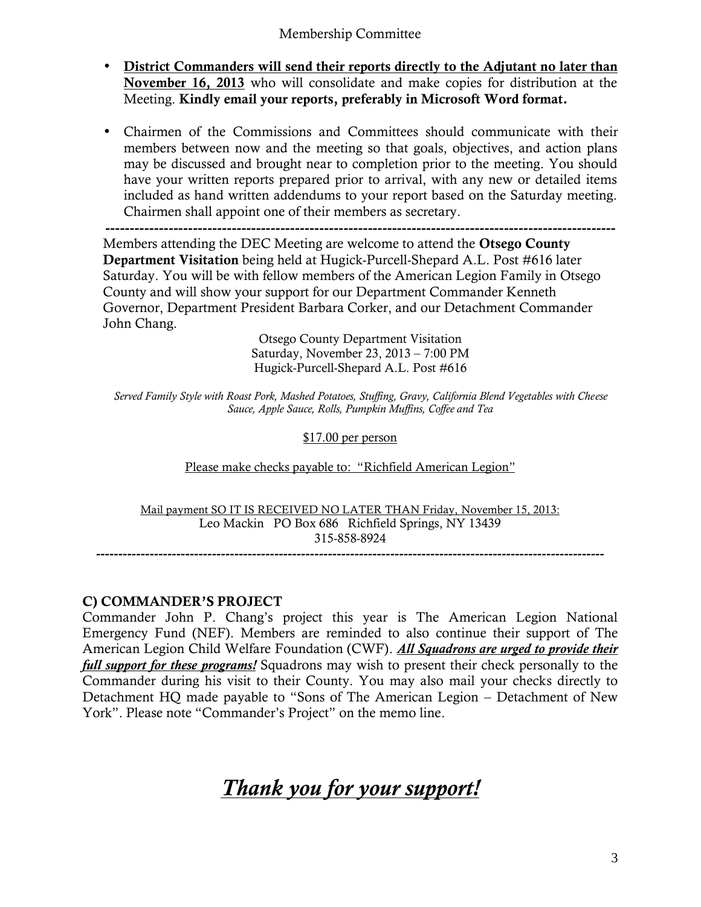Membership Committee

- **District Commanders will send their reports directly to the Adjutant no later than November 16, 2013** who will consolidate and make copies for distribution at the Meeting. **Kindly email your reports, preferably in Microsoft Word format.**

- Chairmen of the Commissions and Committees should communicate with their members between now and the meeting so that goals, objectives, and action plans may be discussed and brought near to completion prior to the meeting. You should have your written reports prepared prior to arrival, with any new or detailed items included as hand written addendums to your report based on the Saturday meeting. Chairmen shall appoint one of their members as secretary.

---

Members attending the DEC Meeting are welcome to attend the **Otsego County Department Visitation** being held at Hugick-Purcell-Shepard A.L. Post #616 later Saturday. You will be with fellow members of the American Legion Family in Otsego County and will show your support for our Department Commander Kenneth Governor, Department President Barbara Corker, and our Detachment Commander John Chang.

Otsego County Department Visitation
Saturday, November 23, 2013 – 7:00 PM
Hugick-Purcell-Shepard A.L. Post #616

*Served Family Style with Roast Pork, Mashed Potatoes, Stuffing, Gravy, California Blend Vegetables with Cheese Sauce, Apple Sauce, Rolls, Pumpkin Muffins, Coffee and Tea*

$17.00 per person

Please make checks payable to: "Richfield American Legion"

Mail payment SO IT IS RECEIVED NO LATER THAN Friday, November 15, 2013:
Leo Mackin PO Box 686 Richfield Springs, NY 13439
315-858-8924

---

### C) COMMANDER'S PROJECT

Commander John P. Chang's project this year is The American Legion National Emergency Fund (NEF). Members are reminded to also continue their support of The American Legion Child Welfare Foundation (CWF). ***All Squadrons are urged to provide their full support for these programs!*** Squadrons may wish to present their check personally to the Commander during his visit to their County. You may also mail your checks directly to Detachment HQ made payable to "Sons of The American Legion – Detachment of New York". Please note "Commander's Project" on the memo line.

# *Thank you for your support!*